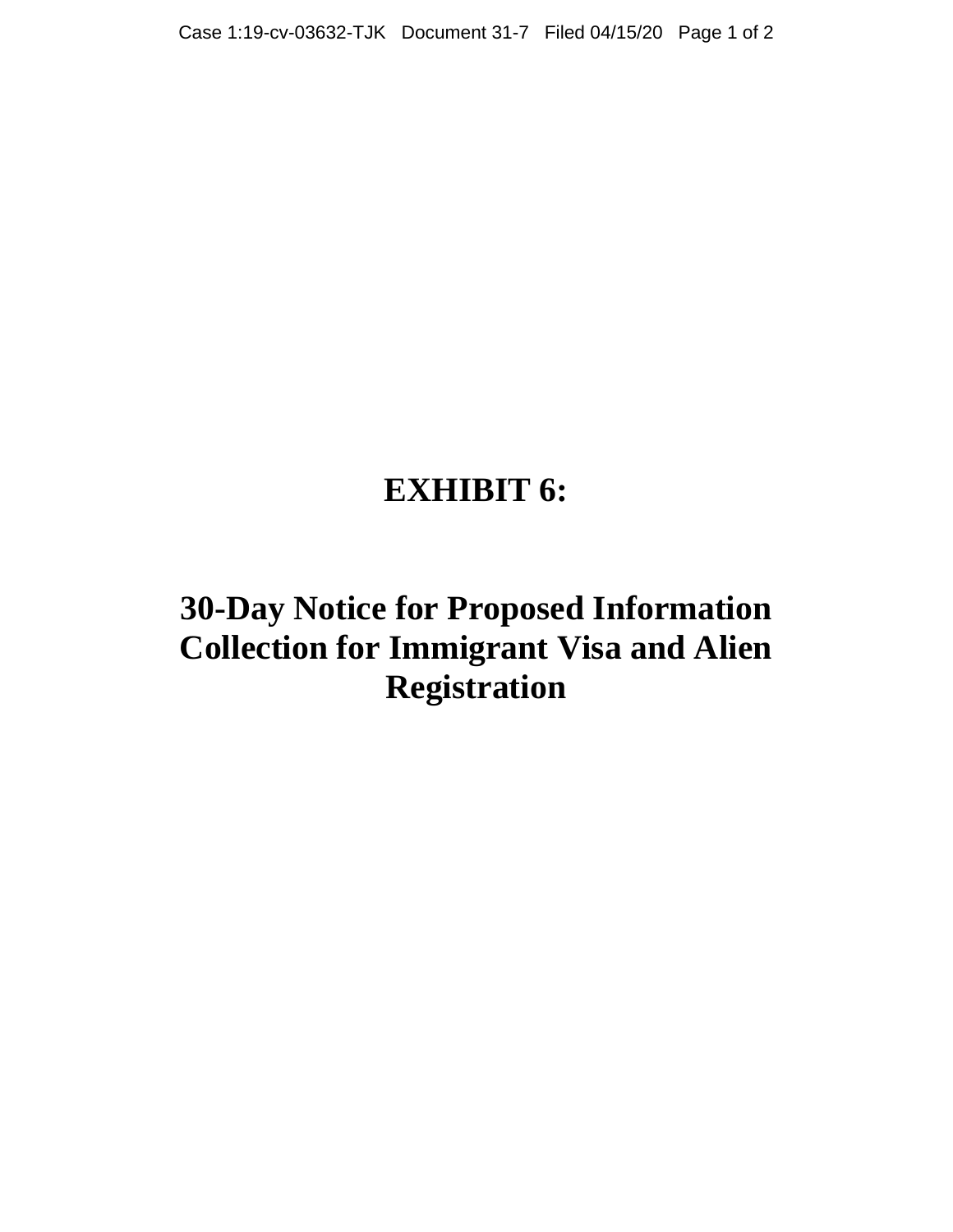# EXHIBIT 6:

# 30-Day Notice for Proposed Information Collection for Immigrant Visa and Alien Registration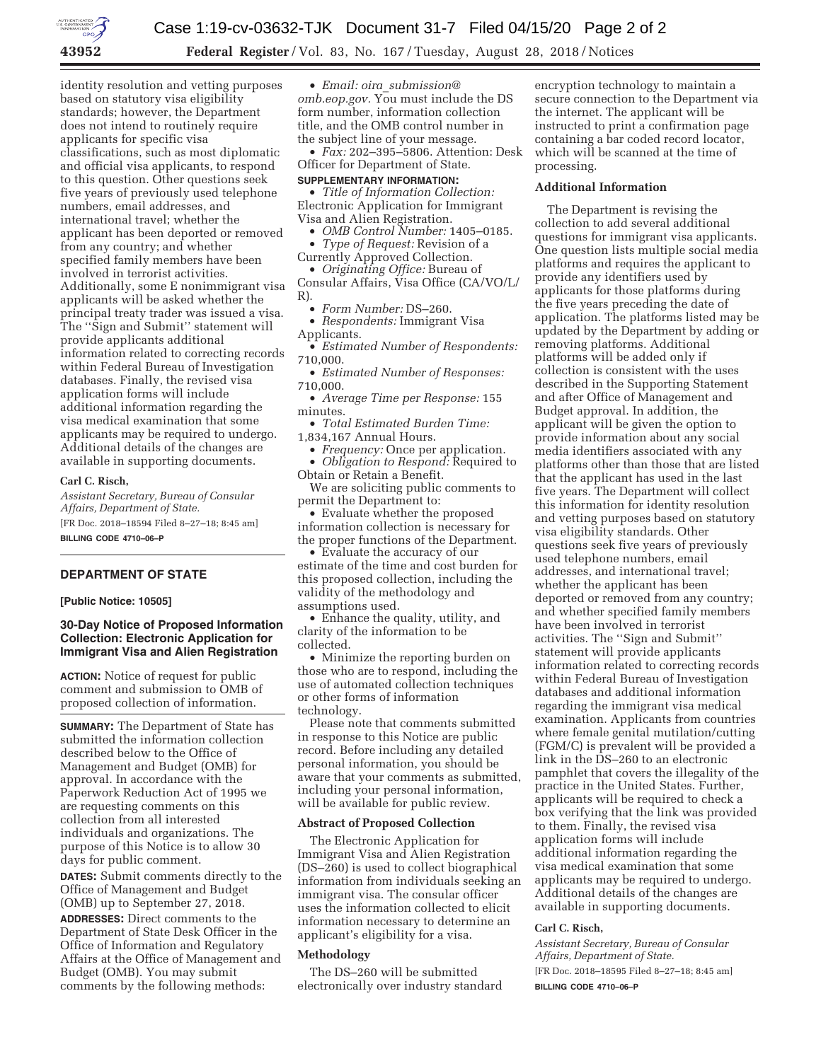identity resolution and vetting purposes based on statutory visa eligibility standards; however, the Department does not intend to routinely require applicants for specific visa classifications, such as most diplomatic and official visa applicants, to respond to this question. Other questions seek five years of previously used telephone numbers, email addresses, and international travel; whether the applicant has been deported or removed from any country; and whether specified family members have been involved in terrorist activities. Additionally, some E nonimmigrant visa applicants will be asked whether the principal treaty trader was issued a visa. The ''Sign and Submit'' statement will provide applicants additional information related to correcting records within Federal Bureau of Investigation databases. Finally, the revised visa application forms will include additional information regarding the visa medical examination that some applicants may be required to undergo. Additional details of the changes are available in supporting documents.

**Carl C. Risch,**

*Assistant Secretary, Bureau of Consular Affairs, Department of State.*

[FR Doc. 2018–18594 Filed 8–27–18; 8:45 am]

**BILLING CODE 4710–06–P**

## DEPARTMENT OF STATE

**[Public Notice: 10505]**

### 30-Day Notice of Proposed Information Collection: Electronic Application for Immigrant Visa and Alien Registration

**ACTION:** Notice of request for public comment and submission to OMB of proposed collection of information.

**SUMMARY:** The Department of State has submitted the information collection described below to the Office of Management and Budget (OMB) for approval. In accordance with the Paperwork Reduction Act of 1995 we are requesting comments on this collection from all interested individuals and organizations. The purpose of this Notice is to allow 30 days for public comment.

**DATES:** Submit comments directly to the Office of Management and Budget (OMB) up to September 27, 2018.

**ADDRESSES:** Direct comments to the Department of State Desk Officer in the Office of Information and Regulatory Affairs at the Office of Management and Budget (OMB). You may submit comments by the following methods:

- *Email: oira_submission@omb.eop.gov.* You must include the DS form number, information collection title, and the OMB control number in the subject line of your message.
- *Fax:* 202–395–5806. Attention: Desk Officer for Department of State.

**SUPPLEMENTARY INFORMATION:**

- *Title of Information Collection:* Electronic Application for Immigrant Visa and Alien Registration.
- *OMB Control Number:* 1405–0185.
- *Type of Request:* Revision of a Currently Approved Collection.
- *Originating Office:* Bureau of Consular Affairs, Visa Office (CA/VO/L/R).
- *Form Number:* DS–260.
- *Respondents:* Immigrant Visa Applicants.
- *Estimated Number of Respondents:* 710,000.
- *Estimated Number of Responses:* 710,000.
- *Average Time per Response:* 155 minutes.
- *Total Estimated Burden Time:* 1,834,167 Annual Hours.
- *Frequency:* Once per application.
- *Obligation to Respond:* Required to Obtain or Retain a Benefit.

We are soliciting public comments to permit the Department to:

- Evaluate whether the proposed information collection is necessary for the proper functions of the Department.
- Evaluate the accuracy of our estimate of the time and cost burden for this proposed collection, including the validity of the methodology and assumptions used.
- Enhance the quality, utility, and clarity of the information to be collected.
- Minimize the reporting burden on those who are to respond, including the use of automated collection techniques or other forms of information technology.

Please note that comments submitted in response to this Notice are public record. Before including any detailed personal information, you should be aware that your comments as submitted, including your personal information, will be available for public review.

**Abstract of Proposed Collection**

The Electronic Application for Immigrant Visa and Alien Registration (DS–260) is used to collect biographical information from individuals seeking an immigrant visa. The consular officer uses the information collected to elicit information necessary to determine an applicant's eligibility for a visa.

**Methodology**

The DS–260 will be submitted electronically over industry standard encryption technology to maintain a secure connection to the Department via the internet. The applicant will be instructed to print a confirmation page containing a bar coded record locator, which will be scanned at the time of processing.

**Additional Information**

The Department is revising the collection to add several additional questions for immigrant visa applicants. One question lists multiple social media platforms and requires the applicant to provide any identifiers used by applicants for those platforms during the five years preceding the date of application. The platforms listed may be updated by the Department by adding or removing platforms. Additional platforms will be added only if collection is consistent with the uses described in the Supporting Statement and after Office of Management and Budget approval. In addition, the applicant will be given the option to provide information about any social media identifiers associated with any platforms other than those that are listed that the applicant has used in the last five years. The Department will collect this information for identity resolution and vetting purposes based on statutory visa eligibility standards. Other questions seek five years of previously used telephone numbers, email addresses, and international travel; whether the applicant has been deported or removed from any country; and whether specified family members have been involved in terrorist activities. The ''Sign and Submit'' statement will provide applicants information related to correcting records within Federal Bureau of Investigation databases and additional information regarding the immigrant visa medical examination. Applicants from countries where female genital mutilation/cutting (FGM/C) is prevalent will be provided a link in the DS–260 to an electronic pamphlet that covers the illegality of the practice in the United States. Further, applicants will be required to check a box verifying that the link was provided to them. Finally, the revised visa application forms will include additional information regarding the visa medical examination that some applicants may be required to undergo. Additional details of the changes are available in supporting documents.

**Carl C. Risch,**

*Assistant Secretary, Bureau of Consular Affairs, Department of State.*

[FR Doc. 2018–18595 Filed 8–27–18; 8:45 am]

**BILLING CODE 4710–06–P**